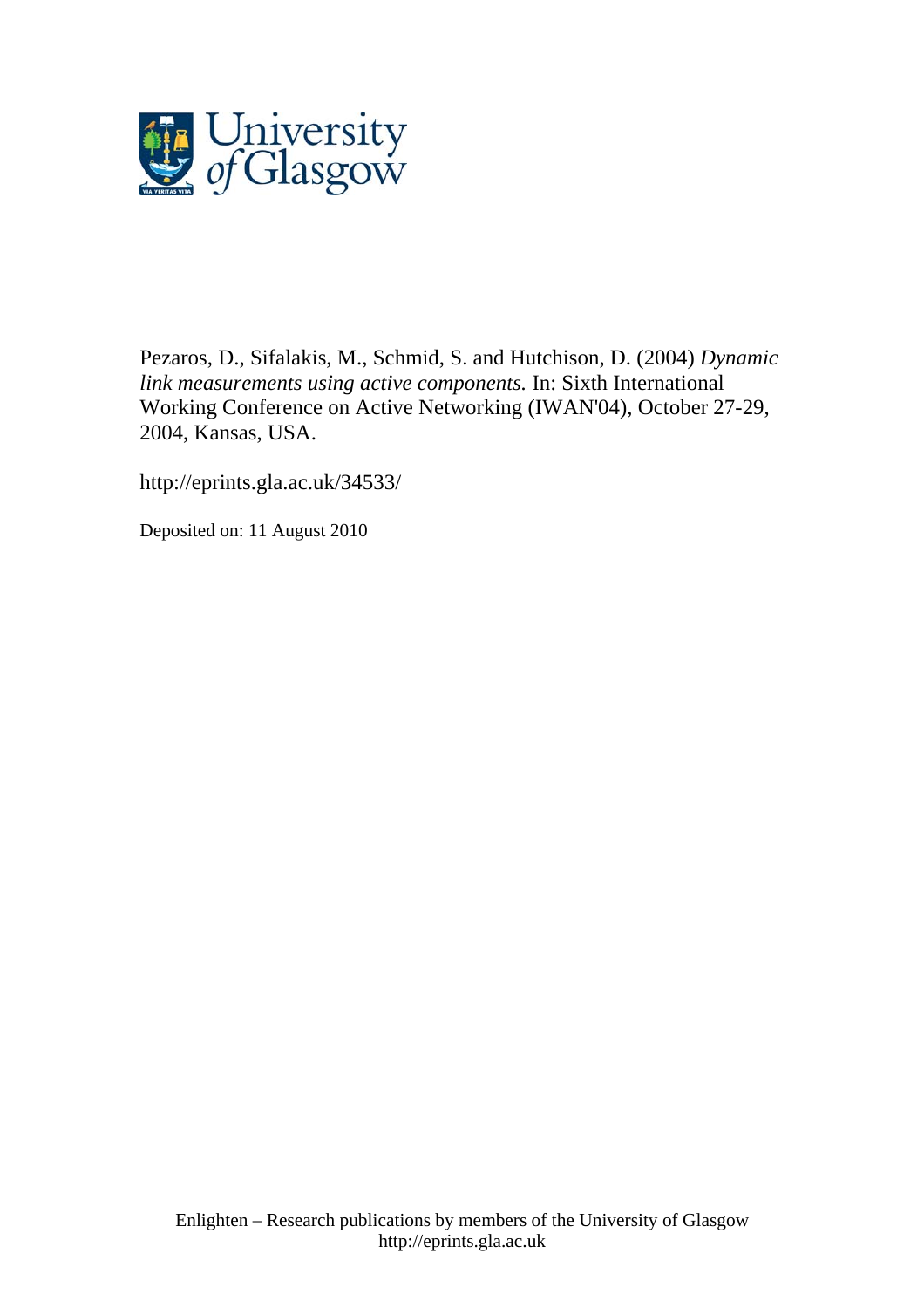Pezaros, D., Sifalakis, M., Schmid, S. and Hutchison, D. (2004) *Dynamic link measurements using active components.* In: Sixth International Working Conference on Active Networking (IWAN'04), October 27-29, 2004, Kansas, USA.

http://eprints.gla.ac.uk/34533/

Deposited on: 11 August 2010

Enlighten – Research publications by members of the University of Glasgow
http://eprints.gla.ac.uk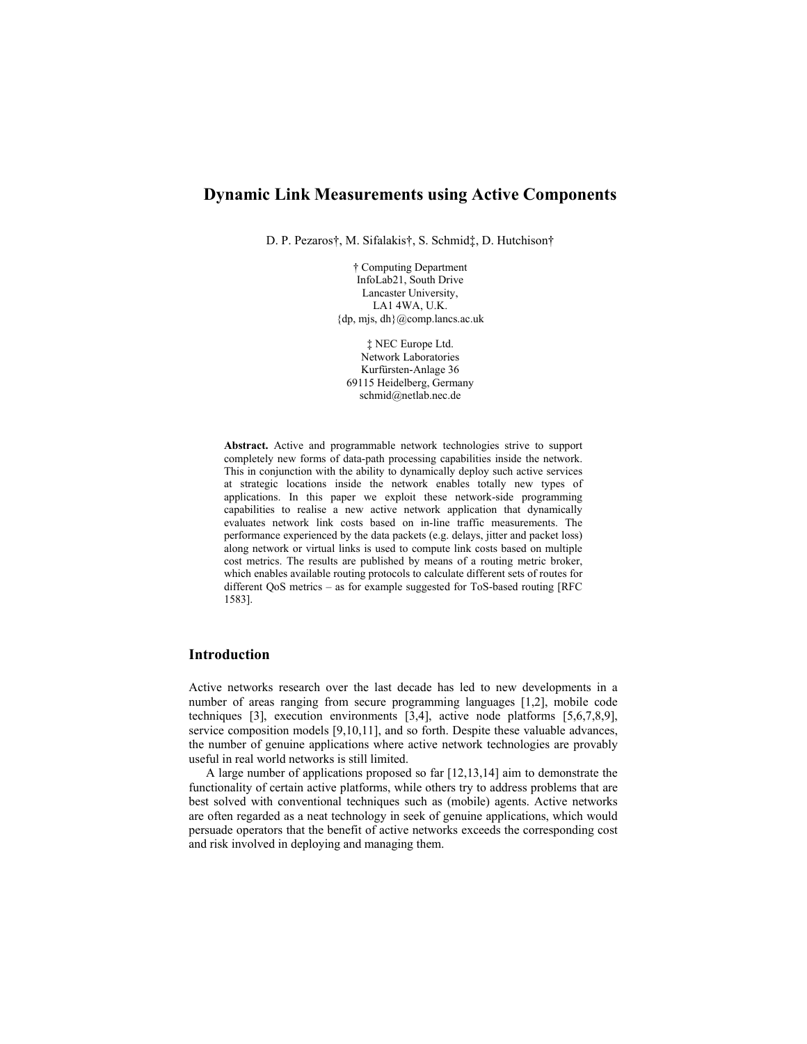# Dynamic Link Measurements using Active Components

D. P. Pezaros†, M. Sifalakis†, S. Schmid‡, D. Hutchison†

† Computing Department
InfoLab21, South Drive
Lancaster University,
LA1 4WA, U.K.
{dp, mjs, dh}@comp.lancs.ac.uk

‡ NEC Europe Ltd.
Network Laboratories
Kurfürsten-Anlage 36
69115 Heidelberg, Germany
schmid@netlab.nec.de

**Abstract.** Active and programmable network technologies strive to support completely new forms of data-path processing capabilities inside the network. This in conjunction with the ability to dynamically deploy such active services at strategic locations inside the network enables totally new types of applications. In this paper we exploit these network-side programming capabilities to realise a new active network application that dynamically evaluates network link costs based on in-line traffic measurements. The performance experienced by the data packets (e.g. delays, jitter and packet loss) along network or virtual links is used to compute link costs based on multiple cost metrics. The results are published by means of a routing metric broker, which enables available routing protocols to calculate different sets of routes for different QoS metrics – as for example suggested for ToS-based routing [RFC 1583].

## Introduction

Active networks research over the last decade has led to new developments in a number of areas ranging from secure programming languages [1,2], mobile code techniques [3], execution environments [3,4], active node platforms [5,6,7,8,9], service composition models [9,10,11], and so forth. Despite these valuable advances, the number of genuine applications where active network technologies are provably useful in real world networks is still limited.

A large number of applications proposed so far [12,13,14] aim to demonstrate the functionality of certain active platforms, while others try to address problems that are best solved with conventional techniques such as (mobile) agents. Active networks are often regarded as a neat technology in seek of genuine applications, which would persuade operators that the benefit of active networks exceeds the corresponding cost and risk involved in deploying and managing them.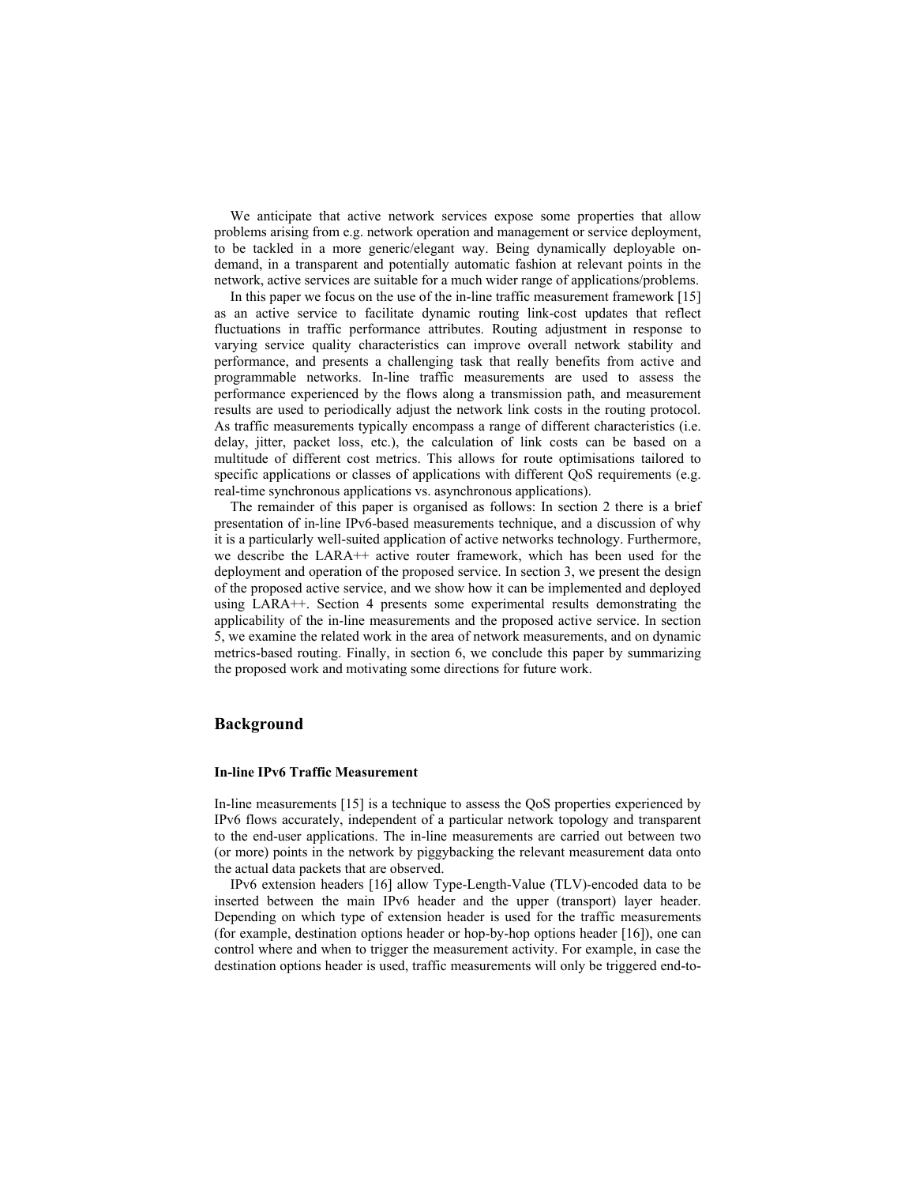We anticipate that active network services expose some properties that allow problems arising from e.g. network operation and management or service deployment, to be tackled in a more generic/elegant way. Being dynamically deployable on-demand, in a transparent and potentially automatic fashion at relevant points in the network, active services are suitable for a much wider range of applications/problems.

In this paper we focus on the use of the in-line traffic measurement framework [15] as an active service to facilitate dynamic routing link-cost updates that reflect fluctuations in traffic performance attributes. Routing adjustment in response to varying service quality characteristics can improve overall network stability and performance, and presents a challenging task that really benefits from active and programmable networks. In-line traffic measurements are used to assess the performance experienced by the flows along a transmission path, and measurement results are used to periodically adjust the network link costs in the routing protocol. As traffic measurements typically encompass a range of different characteristics (i.e. delay, jitter, packet loss, etc.), the calculation of link costs can be based on a multitude of different cost metrics. This allows for route optimisations tailored to specific applications or classes of applications with different QoS requirements (e.g. real-time synchronous applications vs. asynchronous applications).

The remainder of this paper is organised as follows: In section 2 there is a brief presentation of in-line IPv6-based measurements technique, and a discussion of why it is a particularly well-suited application of active networks technology. Furthermore, we describe the LARA++ active router framework, which has been used for the deployment and operation of the proposed service. In section 3, we present the design of the proposed active service, and we show how it can be implemented and deployed using LARA++. Section 4 presents some experimental results demonstrating the applicability of the in-line measurements and the proposed active service. In section 5, we examine the related work in the area of network measurements, and on dynamic metrics-based routing. Finally, in section 6, we conclude this paper by summarizing the proposed work and motivating some directions for future work.

## Background

### In-line IPv6 Traffic Measurement

In-line measurements [15] is a technique to assess the QoS properties experienced by IPv6 flows accurately, independent of a particular network topology and transparent to the end-user applications. The in-line measurements are carried out between two (or more) points in the network by piggybacking the relevant measurement data onto the actual data packets that are observed.

IPv6 extension headers [16] allow Type-Length-Value (TLV)-encoded data to be inserted between the main IPv6 header and the upper (transport) layer header. Depending on which type of extension header is used for the traffic measurements (for example, destination options header or hop-by-hop options header [16]), one can control where and when to trigger the measurement activity. For example, in case the destination options header is used, traffic measurements will only be triggered end-to-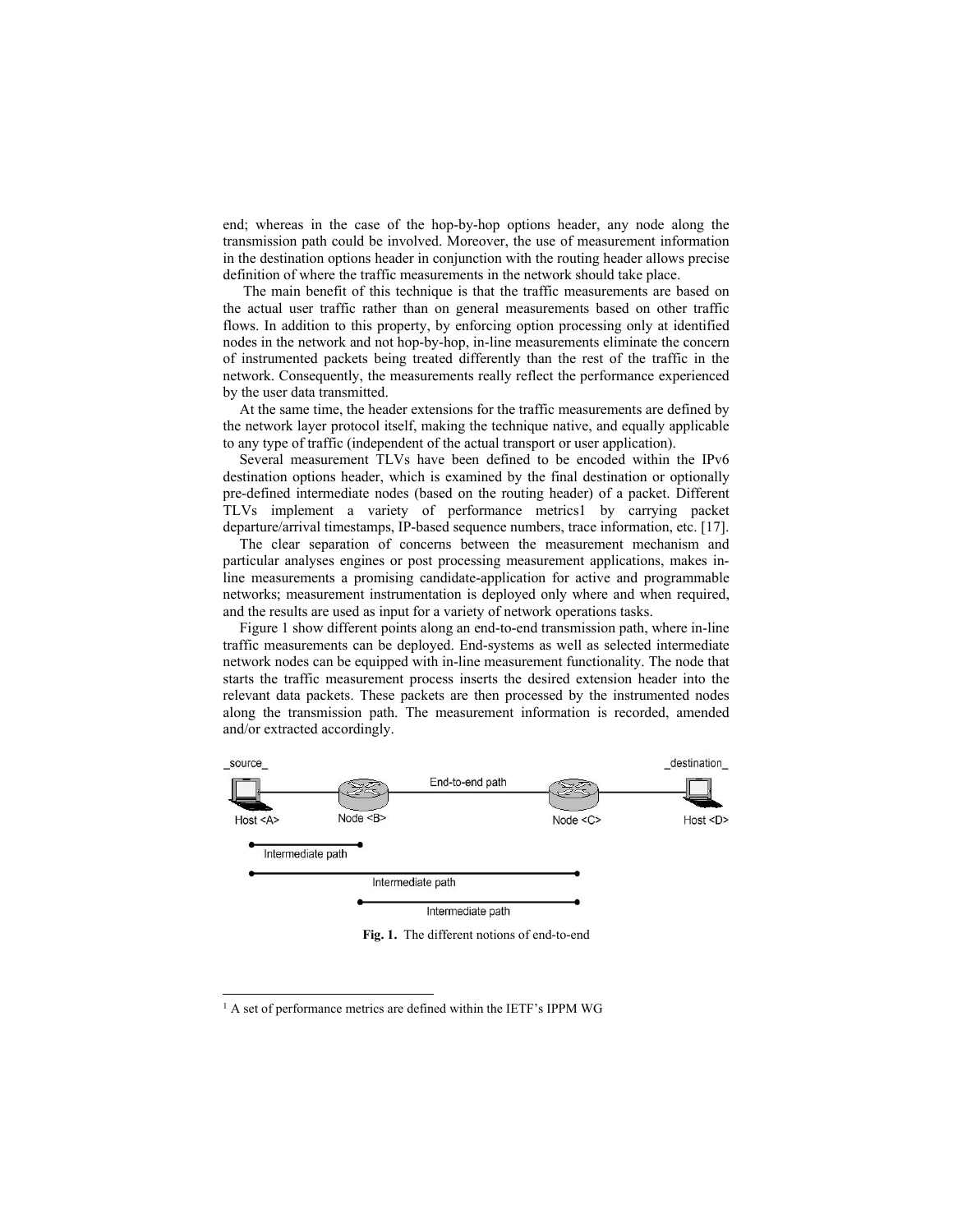end; whereas in the case of the hop-by-hop options header, any node along the transmission path could be involved. Moreover, the use of measurement information in the destination options header in conjunction with the routing header allows precise definition of where the traffic measurements in the network should take place.

The main benefit of this technique is that the traffic measurements are based on the actual user traffic rather than on general measurements based on other traffic flows. In addition to this property, by enforcing option processing only at identified nodes in the network and not hop-by-hop, in-line measurements eliminate the concern of instrumented packets being treated differently than the rest of the traffic in the network. Consequently, the measurements really reflect the performance experienced by the user data transmitted.

At the same time, the header extensions for the traffic measurements are defined by the network layer protocol itself, making the technique native, and equally applicable to any type of traffic (independent of the actual transport or user application).

Several measurement TLVs have been defined to be encoded within the IPv6 destination options header, which is examined by the final destination or optionally pre-defined intermediate nodes (based on the routing header) of a packet. Different TLVs implement a variety of performance metrics[1] by carrying packet departure/arrival timestamps, IP-based sequence numbers, trace information, etc. [17].

The clear separation of concerns between the measurement mechanism and particular analyses engines or post processing measurement applications, makes in-line measurements a promising candidate-application for active and programmable networks; measurement instrumentation is deployed only where and when required, and the results are used as input for a variety of network operations tasks.

Figure 1 show different points along an end-to-end transmission path, where in-line traffic measurements can be deployed. End-systems as well as selected intermediate network nodes can be equipped with in-line measurement functionality. The node that starts the traffic measurement process inserts the desired extension header into the relevant data packets. These packets are then processed by the instrumented nodes along the transmission path. The measurement information is recorded, amended and/or extracted accordingly.

_source_

_destination_

End-to-end path

Host <A>

Node <B>

Node <C>

Host <D>

Intermediate path

Intermediate path

Intermediate path

**Fig. 1.** The different notions of end-to-end

[1] A set of performance metrics are defined within the IETF's IPPM WG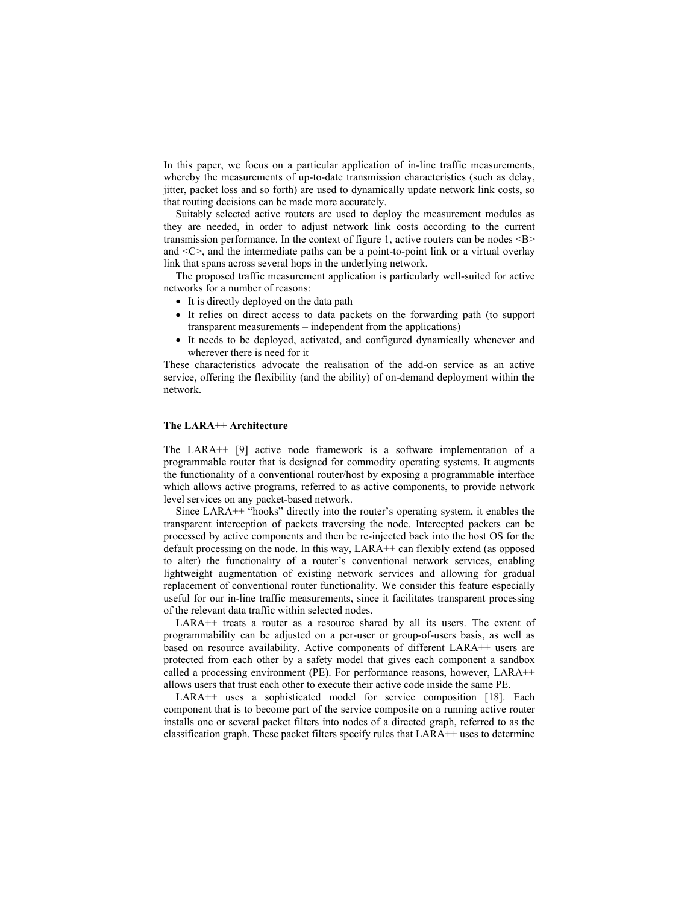In this paper, we focus on a particular application of in-line traffic measurements, whereby the measurements of up-to-date transmission characteristics (such as delay, jitter, packet loss and so forth) are used to dynamically update network link costs, so that routing decisions can be made more accurately.

Suitably selected active routers are used to deploy the measurement modules as they are needed, in order to adjust network link costs according to the current transmission performance. In the context of figure 1, active routers can be nodes <B> and <C>, and the intermediate paths can be a point-to-point link or a virtual overlay link that spans across several hops in the underlying network.

The proposed traffic measurement application is particularly well-suited for active networks for a number of reasons:

- It is directly deployed on the data path
- It relies on direct access to data packets on the forwarding path (to support transparent measurements – independent from the applications)
- It needs to be deployed, activated, and configured dynamically whenever and wherever there is need for it

These characteristics advocate the realisation of the add-on service as an active service, offering the flexibility (and the ability) of on-demand deployment within the network.

**The LARA++ Architecture**

The LARA++ [9] active node framework is a software implementation of a programmable router that is designed for commodity operating systems. It augments the functionality of a conventional router/host by exposing a programmable interface which allows active programs, referred to as active components, to provide network level services on any packet-based network.

Since LARA++ "hooks" directly into the router's operating system, it enables the transparent interception of packets traversing the node. Intercepted packets can be processed by active components and then be re-injected back into the host OS for the default processing on the node. In this way, LARA++ can flexibly extend (as opposed to alter) the functionality of a router's conventional network services, enabling lightweight augmentation of existing network services and allowing for gradual replacement of conventional router functionality. We consider this feature especially useful for our in-line traffic measurements, since it facilitates transparent processing of the relevant data traffic within selected nodes.

LARA++ treats a router as a resource shared by all its users. The extent of programmability can be adjusted on a per-user or group-of-users basis, as well as based on resource availability. Active components of different LARA++ users are protected from each other by a safety model that gives each component a sandbox called a processing environment (PE). For performance reasons, however, LARA++ allows users that trust each other to execute their active code inside the same PE.

LARA++ uses a sophisticated model for service composition [18]. Each component that is to become part of the service composite on a running active router installs one or several packet filters into nodes of a directed graph, referred to as the classification graph. These packet filters specify rules that LARA++ uses to determine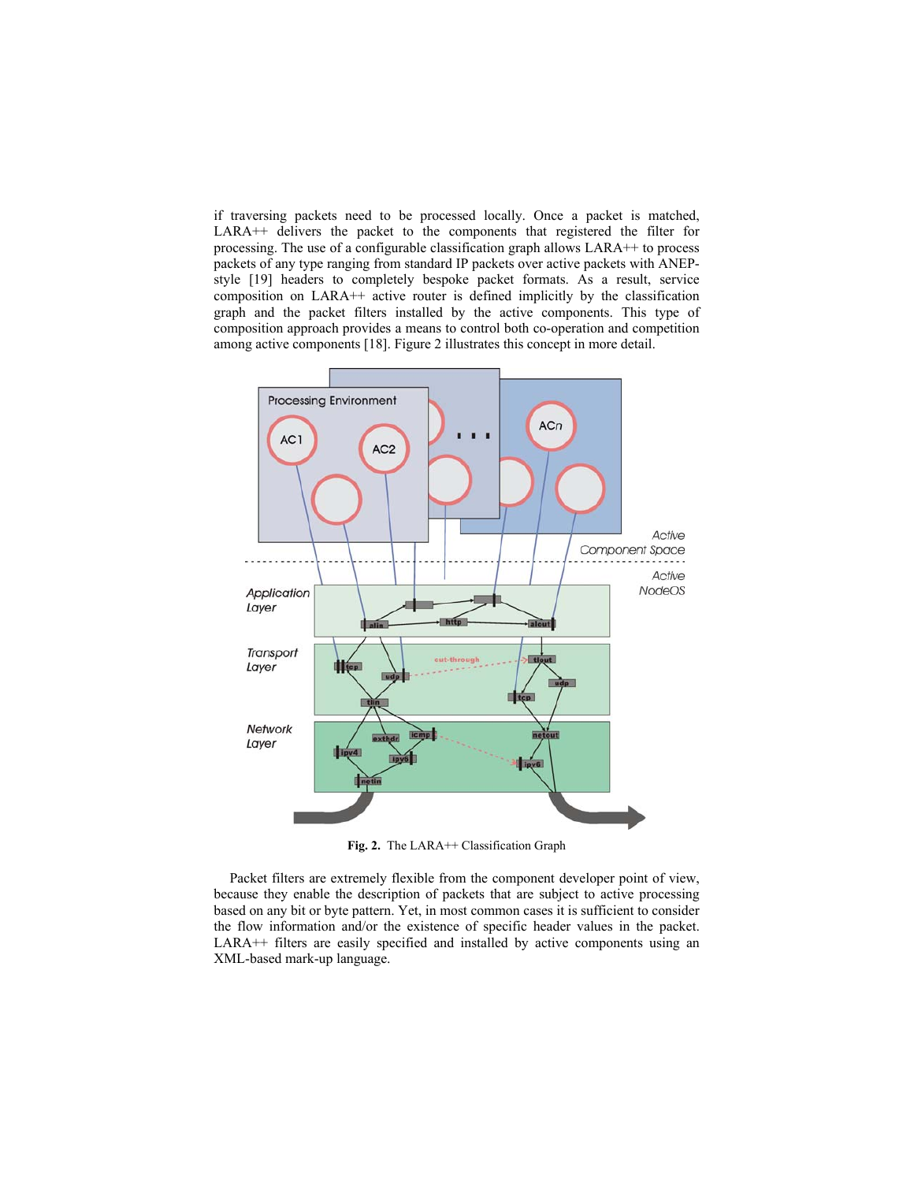if traversing packets need to be processed locally. Once a packet is matched, LARA++ delivers the packet to the components that registered the filter for processing. The use of a configurable classification graph allows LARA++ to process packets of any type ranging from standard IP packets over active packets with ANEP-style [19] headers to completely bespoke packet formats. As a result, service composition on LARA++ active router is defined implicitly by the classification graph and the packet filters installed by the active components. This type of composition approach provides a means to control both co-operation and competition among active components [18]. Figure 2 illustrates this concept in more detail.

**Fig. 2.** The LARA++ Classification Graph

Packet filters are extremely flexible from the component developer point of view, because they enable the description of packets that are subject to active processing based on any bit or byte pattern. Yet, in most common cases it is sufficient to consider the flow information and/or the existence of specific header values in the packet. LARA++ filters are easily specified and installed by active components using an XML-based mark-up language.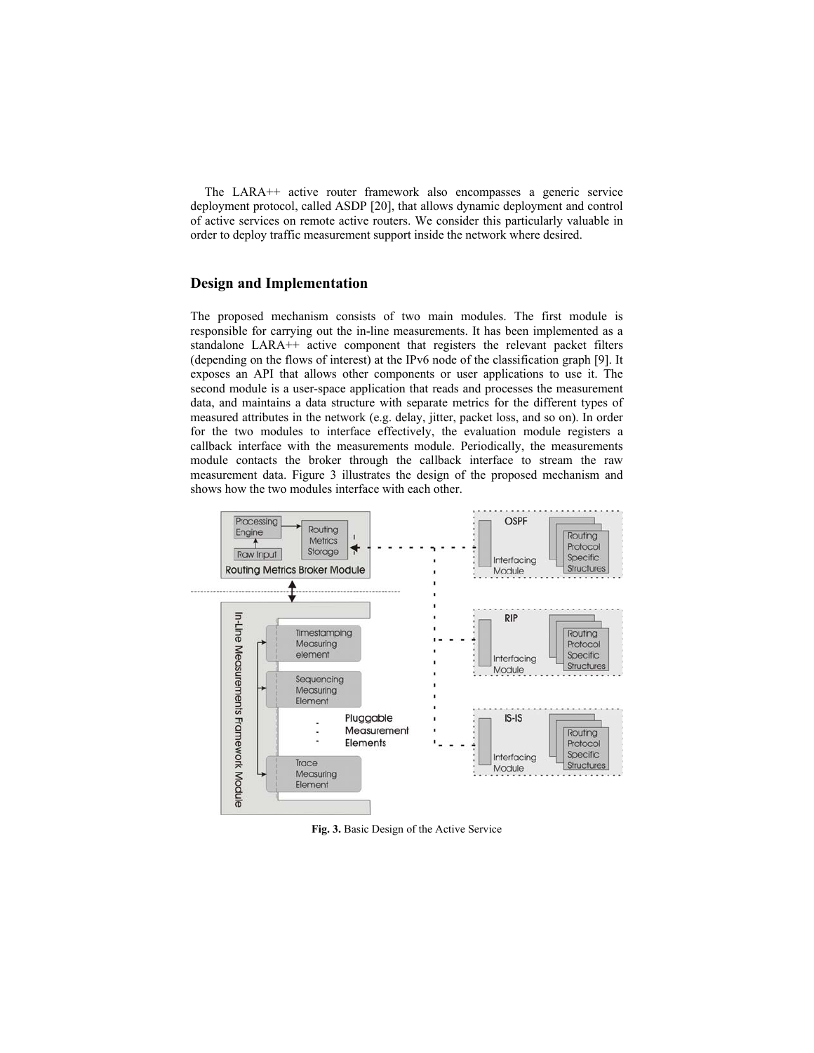The LARA++ active router framework also encompasses a generic service deployment protocol, called ASDP [20], that allows dynamic deployment and control of active services on remote active routers. We consider this particularly valuable in order to deploy traffic measurement support inside the network where desired.

## Design and Implementation

The proposed mechanism consists of two main modules. The first module is responsible for carrying out the in-line measurements. It has been implemented as a standalone LARA++ active component that registers the relevant packet filters (depending on the flows of interest) at the IPv6 node of the classification graph [9]. It exposes an API that allows other components or user applications to use it. The second module is a user-space application that reads and processes the measurement data, and maintains a data structure with separate metrics for the different types of measured attributes in the network (e.g. delay, jitter, packet loss, and so on). In order for the two modules to interface effectively, the evaluation module registers a callback interface with the measurements module. Periodically, the measurements module contacts the broker through the callback interface to stream the raw measurement data. Figure 3 illustrates the design of the proposed mechanism and shows how the two modules interface with each other.

**Fig. 3.** Basic Design of the Active Service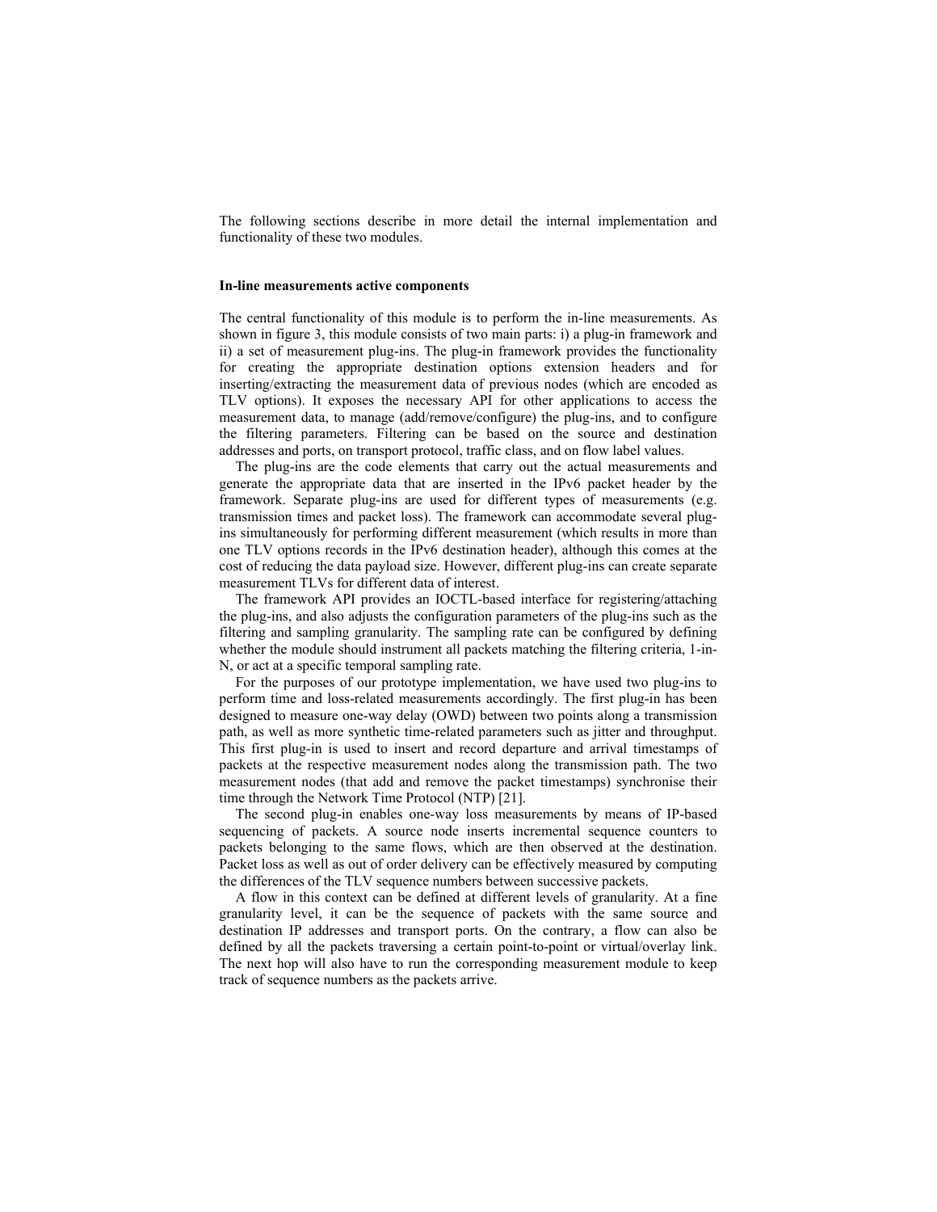The following sections describe in more detail the internal implementation and functionality of these two modules.

**In-line measurements active components**

The central functionality of this module is to perform the in-line measurements. As shown in figure 3, this module consists of two main parts: i) a plug-in framework and ii) a set of measurement plug-ins. The plug-in framework provides the functionality for creating the appropriate destination options extension headers and for inserting/extracting the measurement data of previous nodes (which are encoded as TLV options). It exposes the necessary API for other applications to access the measurement data, to manage (add/remove/configure) the plug-ins, and to configure the filtering parameters. Filtering can be based on the source and destination addresses and ports, on transport protocol, traffic class, and on flow label values.

The plug-ins are the code elements that carry out the actual measurements and generate the appropriate data that are inserted in the IPv6 packet header by the framework. Separate plug-ins are used for different types of measurements (e.g. transmission times and packet loss). The framework can accommodate several plug-ins simultaneously for performing different measurement (which results in more than one TLV options records in the IPv6 destination header), although this comes at the cost of reducing the data payload size. However, different plug-ins can create separate measurement TLVs for different data of interest.

The framework API provides an IOCTL-based interface for registering/attaching the plug-ins, and also adjusts the configuration parameters of the plug-ins such as the filtering and sampling granularity. The sampling rate can be configured by defining whether the module should instrument all packets matching the filtering criteria, 1-in-N, or act at a specific temporal sampling rate.

For the purposes of our prototype implementation, we have used two plug-ins to perform time and loss-related measurements accordingly. The first plug-in has been designed to measure one-way delay (OWD) between two points along a transmission path, as well as more synthetic time-related parameters such as jitter and throughput. This first plug-in is used to insert and record departure and arrival timestamps of packets at the respective measurement nodes along the transmission path. The two measurement nodes (that add and remove the packet timestamps) synchronise their time through the Network Time Protocol (NTP) [21].

The second plug-in enables one-way loss measurements by means of IP-based sequencing of packets. A source node inserts incremental sequence counters to packets belonging to the same flows, which are then observed at the destination. Packet loss as well as out of order delivery can be effectively measured by computing the differences of the TLV sequence numbers between successive packets.

A flow in this context can be defined at different levels of granularity. At a fine granularity level, it can be the sequence of packets with the same source and destination IP addresses and transport ports. On the contrary, a flow can also be defined by all the packets traversing a certain point-to-point or virtual/overlay link. The next hop will also have to run the corresponding measurement module to keep track of sequence numbers as the packets arrive.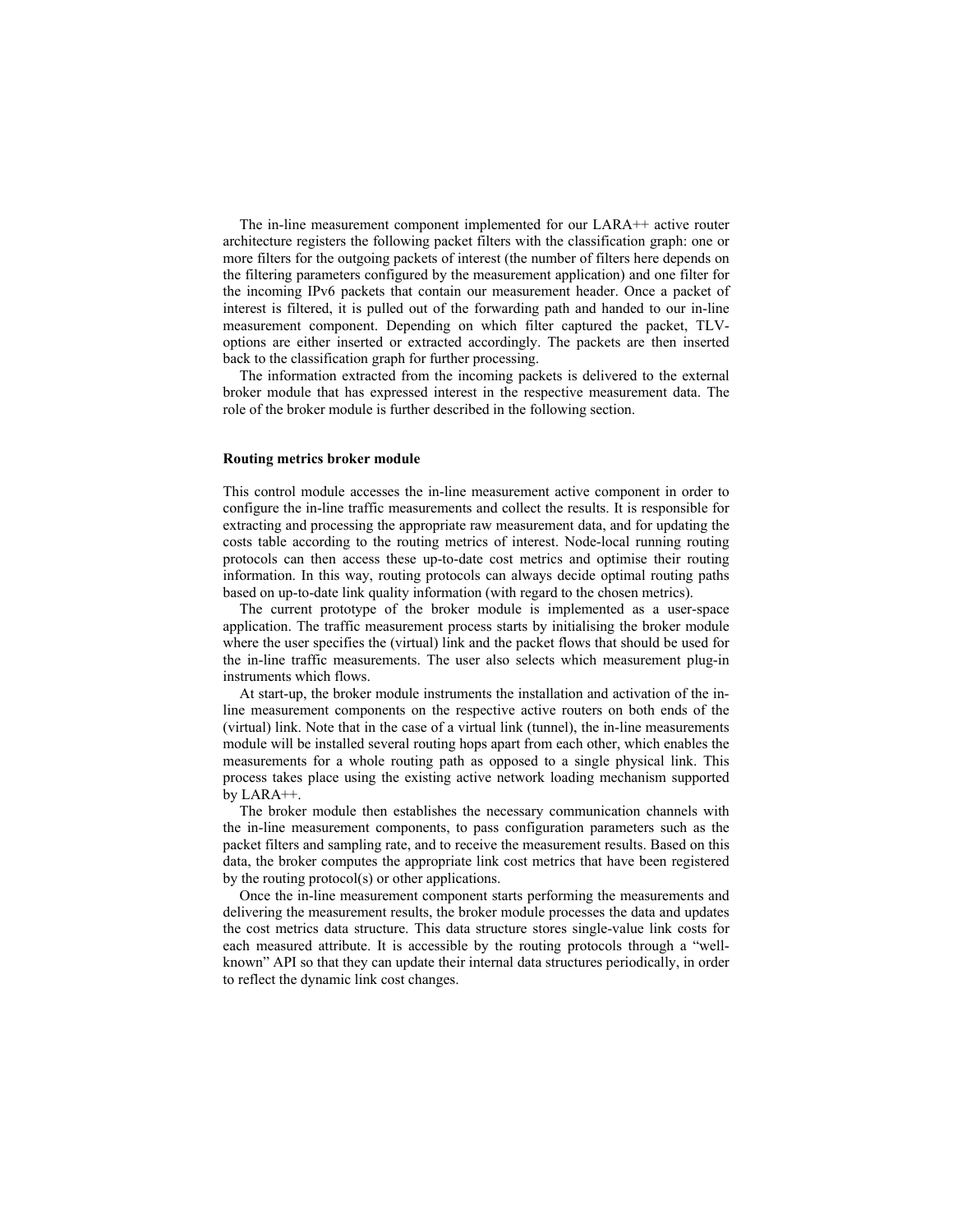The in-line measurement component implemented for our LARA++ active router architecture registers the following packet filters with the classification graph: one or more filters for the outgoing packets of interest (the number of filters here depends on the filtering parameters configured by the measurement application) and one filter for the incoming IPv6 packets that contain our measurement header. Once a packet of interest is filtered, it is pulled out of the forwarding path and handed to our in-line measurement component. Depending on which filter captured the packet, TLV-options are either inserted or extracted accordingly. The packets are then inserted back to the classification graph for further processing.

The information extracted from the incoming packets is delivered to the external broker module that has expressed interest in the respective measurement data. The role of the broker module is further described in the following section.

**Routing metrics broker module**

This control module accesses the in-line measurement active component in order to configure the in-line traffic measurements and collect the results. It is responsible for extracting and processing the appropriate raw measurement data, and for updating the costs table according to the routing metrics of interest. Node-local running routing protocols can then access these up-to-date cost metrics and optimise their routing information. In this way, routing protocols can always decide optimal routing paths based on up-to-date link quality information (with regard to the chosen metrics).

The current prototype of the broker module is implemented as a user-space application. The traffic measurement process starts by initialising the broker module where the user specifies the (virtual) link and the packet flows that should be used for the in-line traffic measurements. The user also selects which measurement plug-in instruments which flows.

At start-up, the broker module instruments the installation and activation of the in-line measurement components on the respective active routers on both ends of the (virtual) link. Note that in the case of a virtual link (tunnel), the in-line measurements module will be installed several routing hops apart from each other, which enables the measurements for a whole routing path as opposed to a single physical link. This process takes place using the existing active network loading mechanism supported by LARA++.

The broker module then establishes the necessary communication channels with the in-line measurement components, to pass configuration parameters such as the packet filters and sampling rate, and to receive the measurement results. Based on this data, the broker computes the appropriate link cost metrics that have been registered by the routing protocol(s) or other applications.

Once the in-line measurement component starts performing the measurements and delivering the measurement results, the broker module processes the data and updates the cost metrics data structure. This data structure stores single-value link costs for each measured attribute. It is accessible by the routing protocols through a "well-known" API so that they can update their internal data structures periodically, in order to reflect the dynamic link cost changes.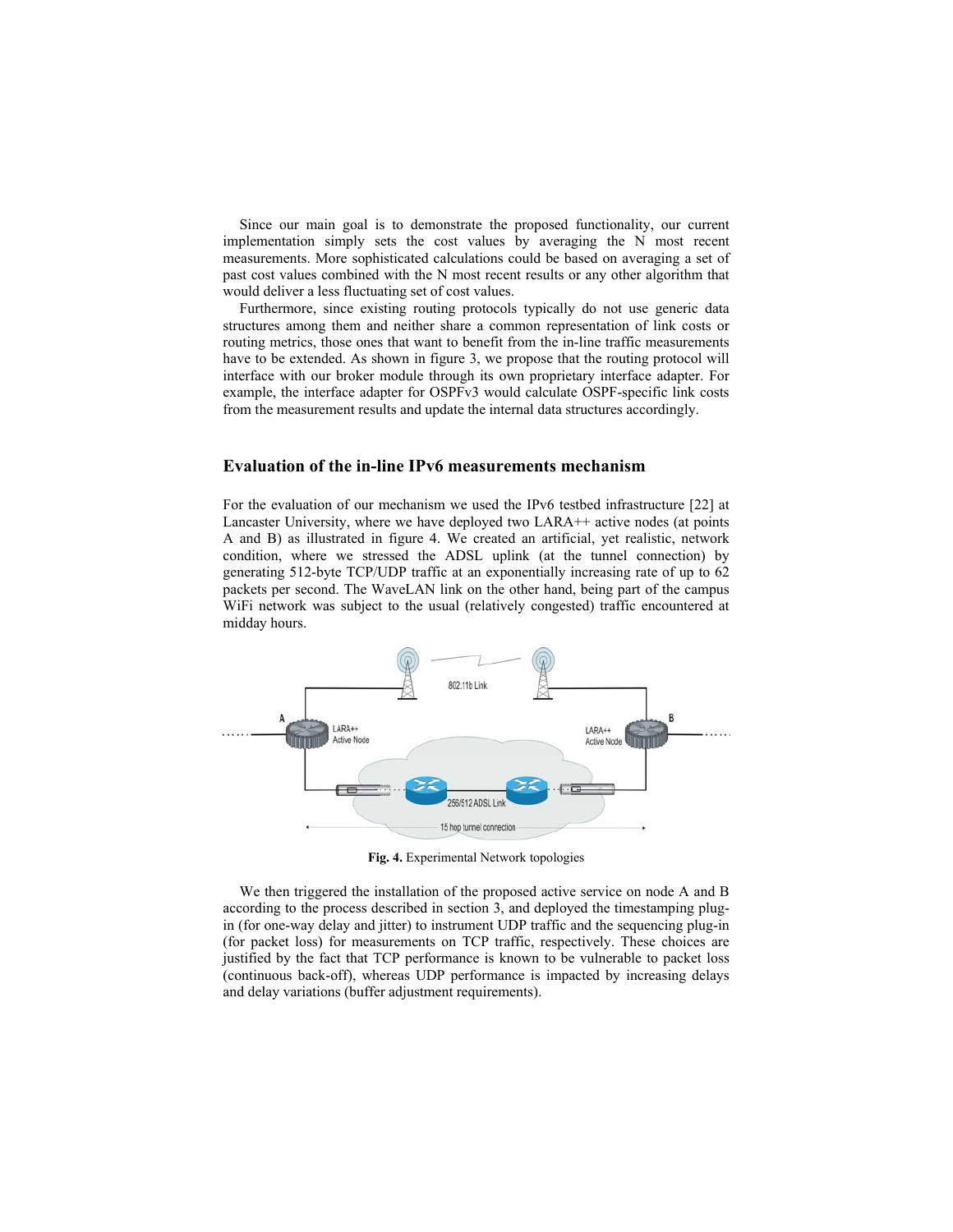Since our main goal is to demonstrate the proposed functionality, our current implementation simply sets the cost values by averaging the N most recent measurements. More sophisticated calculations could be based on averaging a set of past cost values combined with the N most recent results or any other algorithm that would deliver a less fluctuating set of cost values.

Furthermore, since existing routing protocols typically do not use generic data structures among them and neither share a common representation of link costs or routing metrics, those ones that want to benefit from the in-line traffic measurements have to be extended. As shown in figure 3, we propose that the routing protocol will interface with our broker module through its own proprietary interface adapter. For example, the interface adapter for OSPFv3 would calculate OSPF-specific link costs from the measurement results and update the internal data structures accordingly.

## Evaluation of the in-line IPv6 measurements mechanism

For the evaluation of our mechanism we used the IPv6 testbed infrastructure [22] at Lancaster University, where we have deployed two LARA++ active nodes (at points A and B) as illustrated in figure 4. We created an artificial, yet realistic, network condition, where we stressed the ADSL uplink (at the tunnel connection) by generating 512-byte TCP/UDP traffic at an exponentially increasing rate of up to 62 packets per second. The WaveLAN link on the other hand, being part of the campus WiFi network was subject to the usual (relatively congested) traffic encountered at midday hours.

**Fig. 4.** Experimental Network topologies

We then triggered the installation of the proposed active service on node A and B according to the process described in section 3, and deployed the timestamping plug-in (for one-way delay and jitter) to instrument UDP traffic and the sequencing plug-in (for packet loss) for measurements on TCP traffic, respectively. These choices are justified by the fact that TCP performance is known to be vulnerable to packet loss (continuous back-off), whereas UDP performance is impacted by increasing delays and delay variations (buffer adjustment requirements).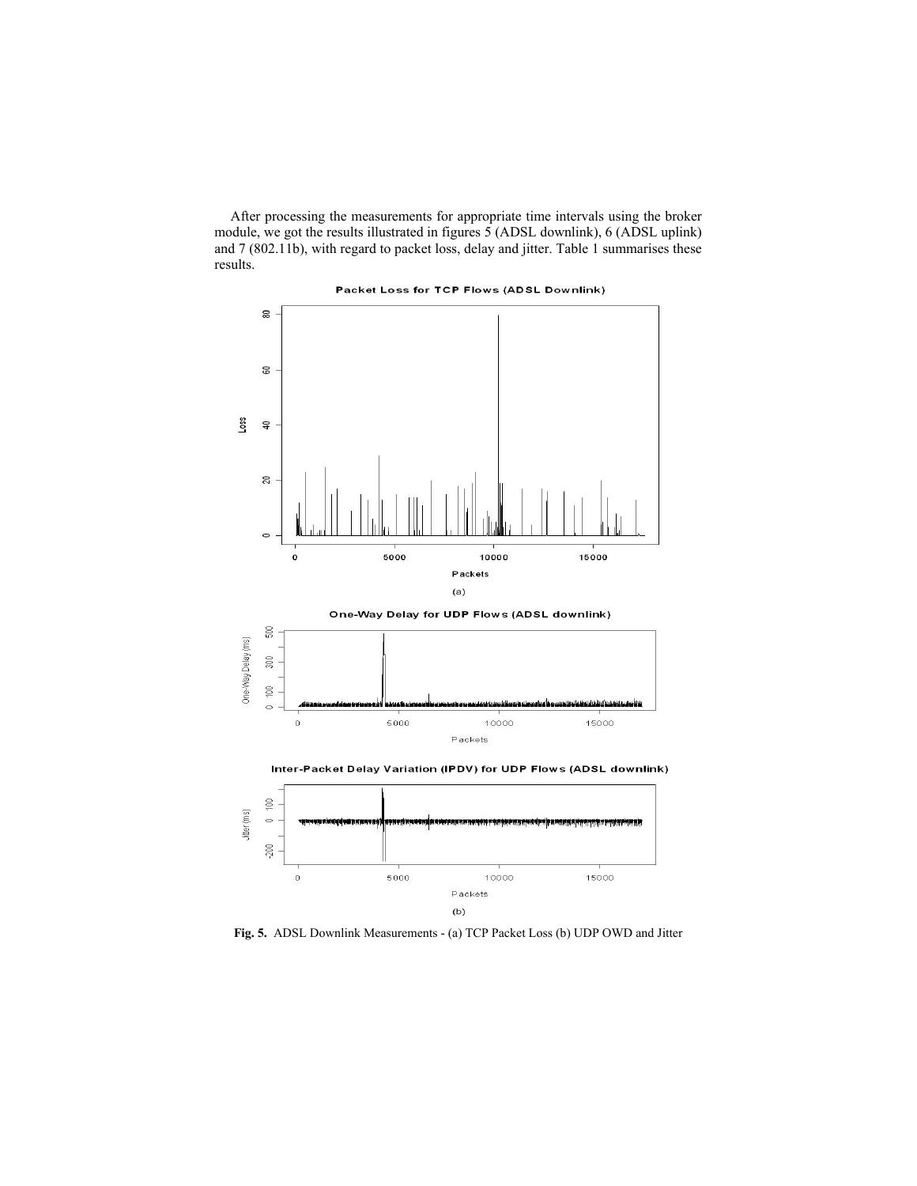After processing the measurements for appropriate time intervals using the broker module, we got the results illustrated in figures 5 (ADSL downlink), 6 (ADSL uplink) and 7 (802.11b), with regard to packet loss, delay and jitter. Table 1 summarises these results.

**Fig. 5.** ADSL Downlink Measurements - (a) TCP Packet Loss (b) UDP OWD and Jitter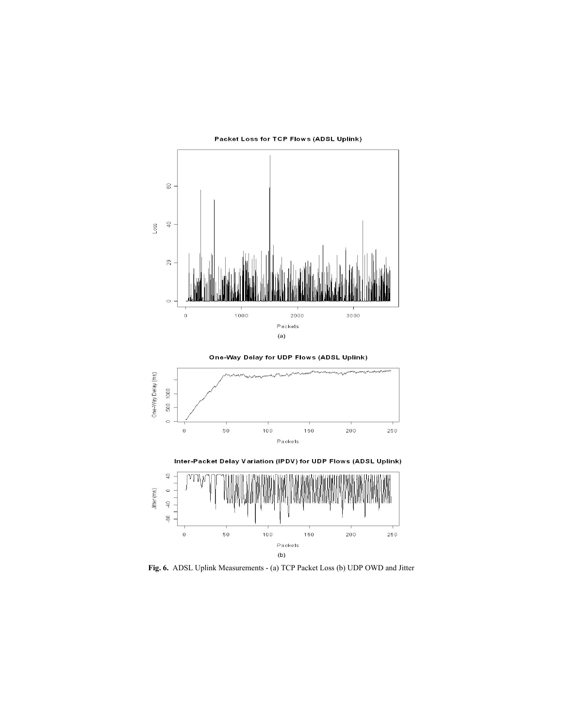**Fig. 6.** ADSL Uplink Measurements - (a) TCP Packet Loss (b) UDP OWD and Jitter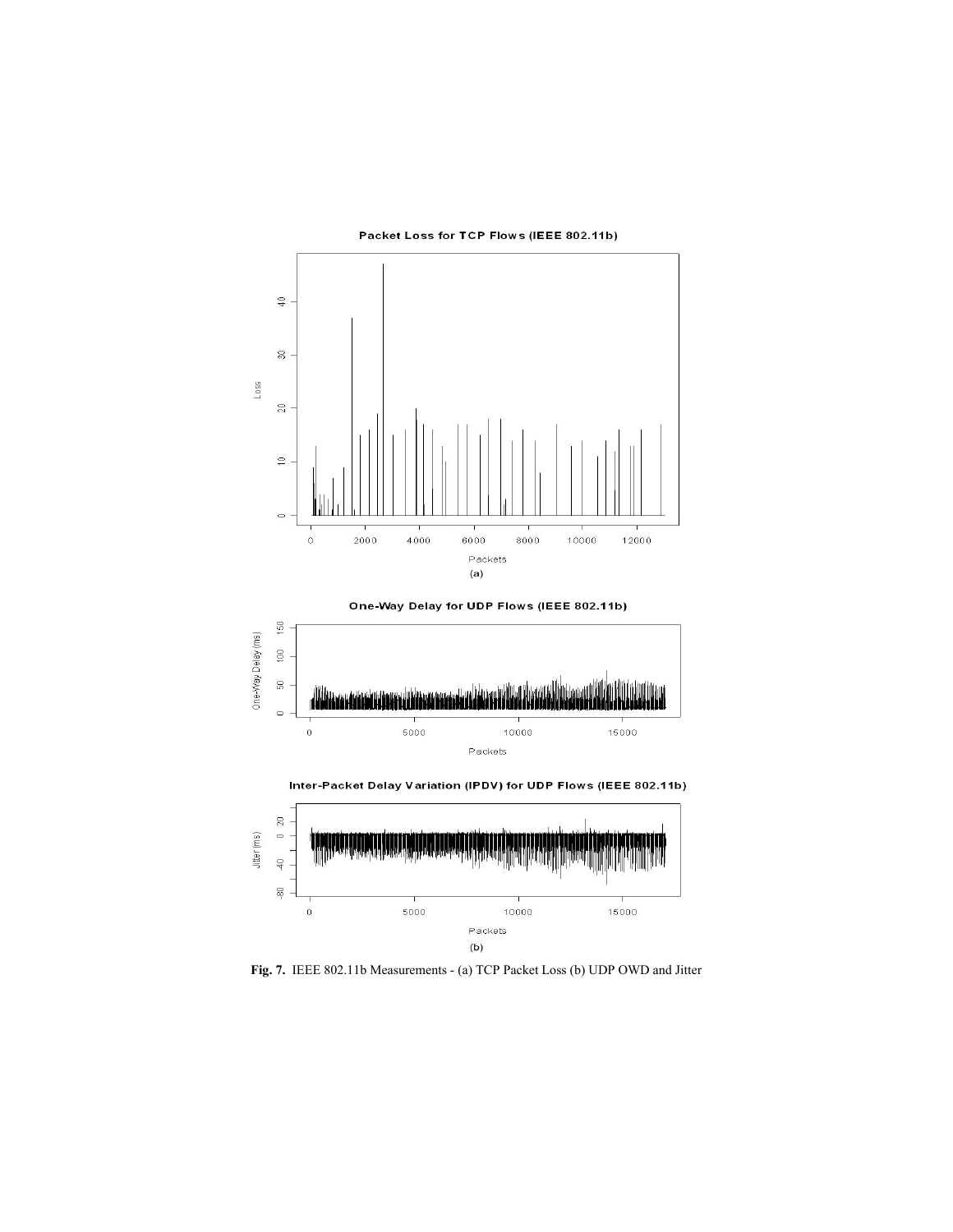Fig. 7. IEEE 802.11b Measurements - (a) TCP Packet Loss (b) UDP OWD and Jitter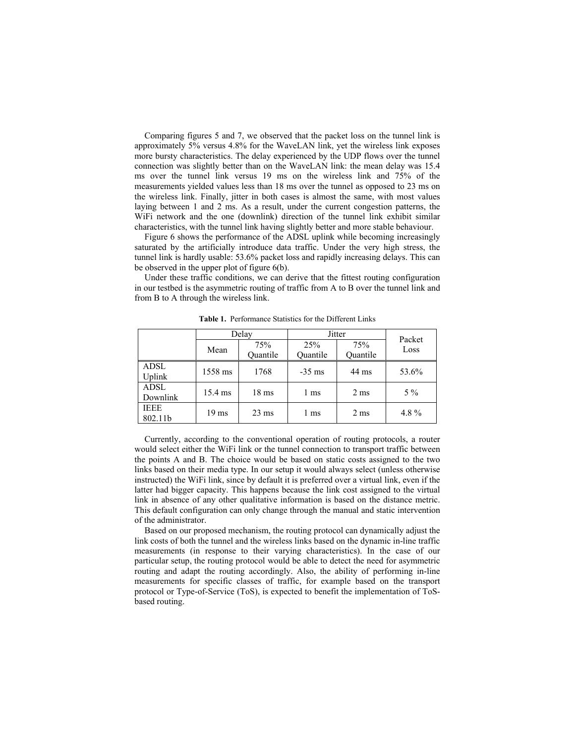Comparing figures 5 and 7, we observed that the packet loss on the tunnel link is approximately 5% versus 4.8% for the WaveLAN link, yet the wireless link exposes more bursty characteristics. The delay experienced by the UDP flows over the tunnel connection was slightly better than on the WaveLAN link: the mean delay was 15.4 ms over the tunnel link versus 19 ms on the wireless link and 75% of the measurements yielded values less than 18 ms over the tunnel as opposed to 23 ms on the wireless link. Finally, jitter in both cases is almost the same, with most values laying between 1 and 2 ms. As a result, under the current congestion patterns, the WiFi network and the one (downlink) direction of the tunnel link exhibit similar characteristics, with the tunnel link having slightly better and more stable behaviour.

Figure 6 shows the performance of the ADSL uplink while becoming increasingly saturated by the artificially introduce data traffic. Under the very high stress, the tunnel link is hardly usable: 53.6% packet loss and rapidly increasing delays. This can be observed in the upper plot of figure 6(b).

Under these traffic conditions, we can derive that the fittest routing configuration in our testbed is the asymmetric routing of traffic from A to B over the tunnel link and from B to A through the wireless link.

**Table 1.** Performance Statistics for the Different Links

| | Delay | | Jitter | | Packet Loss |
|---|---|---|---|---|---|
| | Mean | 75% Quantile | 25% Quantile | 75% Quantile | |
| ADSL Uplink | 1558 ms | 1768 | -35 ms | 44 ms | 53.6% |
| ADSL Downlink | 15.4 ms | 18 ms | 1 ms | 2 ms | 5 % |
| IEEE 802.11b | 19 ms | 23 ms | 1 ms | 2 ms | 4.8 % |

Currently, according to the conventional operation of routing protocols, a router would select either the WiFi link or the tunnel connection to transport traffic between the points A and B. The choice would be based on static costs assigned to the two links based on their media type. In our setup it would always select (unless otherwise instructed) the WiFi link, since by default it is preferred over a virtual link, even if the latter had bigger capacity. This happens because the link cost assigned to the virtual link in absence of any other qualitative information is based on the distance metric. This default configuration can only change through the manual and static intervention of the administrator.

Based on our proposed mechanism, the routing protocol can dynamically adjust the link costs of both the tunnel and the wireless links based on the dynamic in-line traffic measurements (in response to their varying characteristics). In the case of our particular setup, the routing protocol would be able to detect the need for asymmetric routing and adapt the routing accordingly. Also, the ability of performing in-line measurements for specific classes of traffic, for example based on the transport protocol or Type-of-Service (ToS), is expected to benefit the implementation of ToS-based routing.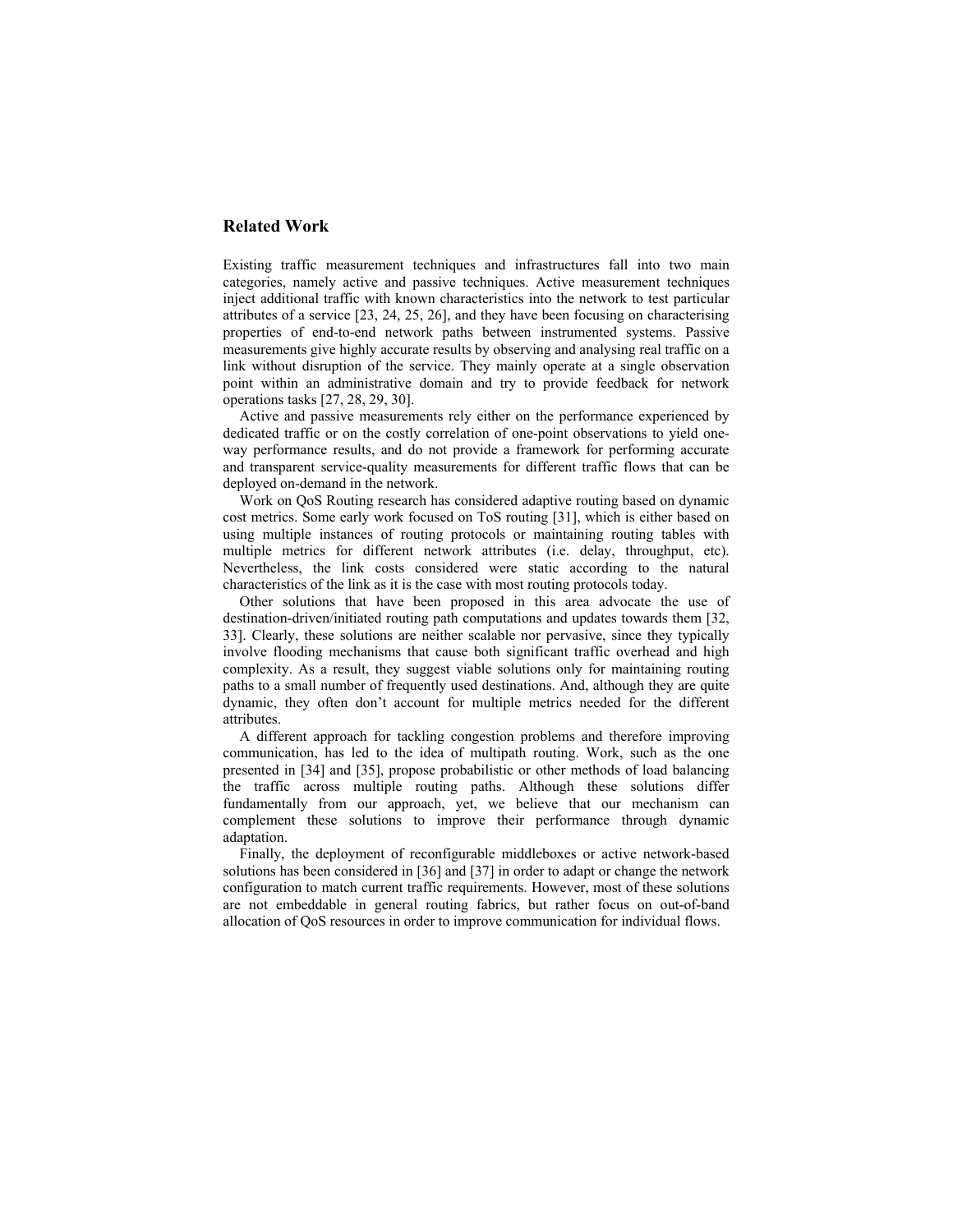## Related Work

Existing traffic measurement techniques and infrastructures fall into two main categories, namely active and passive techniques. Active measurement techniques inject additional traffic with known characteristics into the network to test particular attributes of a service [23, 24, 25, 26], and they have been focusing on characterising properties of end-to-end network paths between instrumented systems. Passive measurements give highly accurate results by observing and analysing real traffic on a link without disruption of the service. They mainly operate at a single observation point within an administrative domain and try to provide feedback for network operations tasks [27, 28, 29, 30].

Active and passive measurements rely either on the performance experienced by dedicated traffic or on the costly correlation of one-point observations to yield one-way performance results, and do not provide a framework for performing accurate and transparent service-quality measurements for different traffic flows that can be deployed on-demand in the network.

Work on QoS Routing research has considered adaptive routing based on dynamic cost metrics. Some early work focused on ToS routing [31], which is either based on using multiple instances of routing protocols or maintaining routing tables with multiple metrics for different network attributes (i.e. delay, throughput, etc). Nevertheless, the link costs considered were static according to the natural characteristics of the link as it is the case with most routing protocols today.

Other solutions that have been proposed in this area advocate the use of destination-driven/initiated routing path computations and updates towards them [32, 33]. Clearly, these solutions are neither scalable nor pervasive, since they typically involve flooding mechanisms that cause both significant traffic overhead and high complexity. As a result, they suggest viable solutions only for maintaining routing paths to a small number of frequently used destinations. And, although they are quite dynamic, they often don't account for multiple metrics needed for the different attributes.

A different approach for tackling congestion problems and therefore improving communication, has led to the idea of multipath routing. Work, such as the one presented in [34] and [35], propose probabilistic or other methods of load balancing the traffic across multiple routing paths. Although these solutions differ fundamentally from our approach, yet, we believe that our mechanism can complement these solutions to improve their performance through dynamic adaptation.

Finally, the deployment of reconfigurable middleboxes or active network-based solutions has been considered in [36] and [37] in order to adapt or change the network configuration to match current traffic requirements. However, most of these solutions are not embeddable in general routing fabrics, but rather focus on out-of-band allocation of QoS resources in order to improve communication for individual flows.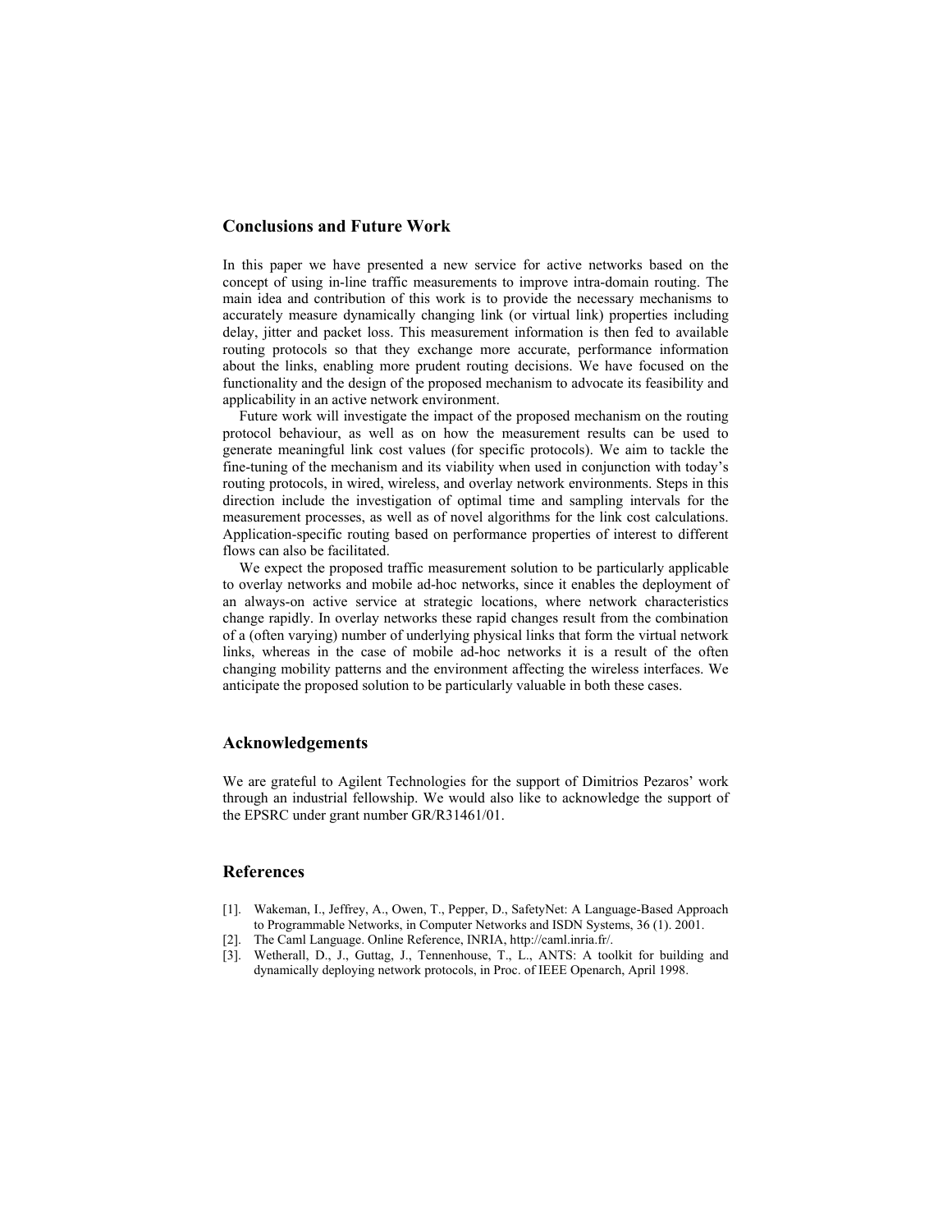## Conclusions and Future Work

In this paper we have presented a new service for active networks based on the concept of using in-line traffic measurements to improve intra-domain routing. The main idea and contribution of this work is to provide the necessary mechanisms to accurately measure dynamically changing link (or virtual link) properties including delay, jitter and packet loss. This measurement information is then fed to available routing protocols so that they exchange more accurate, performance information about the links, enabling more prudent routing decisions. We have focused on the functionality and the design of the proposed mechanism to advocate its feasibility and applicability in an active network environment.

Future work will investigate the impact of the proposed mechanism on the routing protocol behaviour, as well as on how the measurement results can be used to generate meaningful link cost values (for specific protocols). We aim to tackle the fine-tuning of the mechanism and its viability when used in conjunction with today's routing protocols, in wired, wireless, and overlay network environments. Steps in this direction include the investigation of optimal time and sampling intervals for the measurement processes, as well as of novel algorithms for the link cost calculations. Application-specific routing based on performance properties of interest to different flows can also be facilitated.

We expect the proposed traffic measurement solution to be particularly applicable to overlay networks and mobile ad-hoc networks, since it enables the deployment of an always-on active service at strategic locations, where network characteristics change rapidly. In overlay networks these rapid changes result from the combination of a (often varying) number of underlying physical links that form the virtual network links, whereas in the case of mobile ad-hoc networks it is a result of the often changing mobility patterns and the environment affecting the wireless interfaces. We anticipate the proposed solution to be particularly valuable in both these cases.

## Acknowledgements

We are grateful to Agilent Technologies for the support of Dimitrios Pezaros' work through an industrial fellowship. We would also like to acknowledge the support of the EPSRC under grant number GR/R31461/01.

## References

[1]. Wakeman, I., Jeffrey, A., Owen, T., Pepper, D., SafetyNet: A Language-Based Approach to Programmable Networks, in Computer Networks and ISDN Systems, 36 (1). 2001.

[2]. The Caml Language. Online Reference, INRIA, http://caml.inria.fr/.

[3]. Wetherall, D., J., Guttag, J., Tennenhouse, T., L., ANTS: A toolkit for building and dynamically deploying network protocols, in Proc. of IEEE Openarch, April 1998.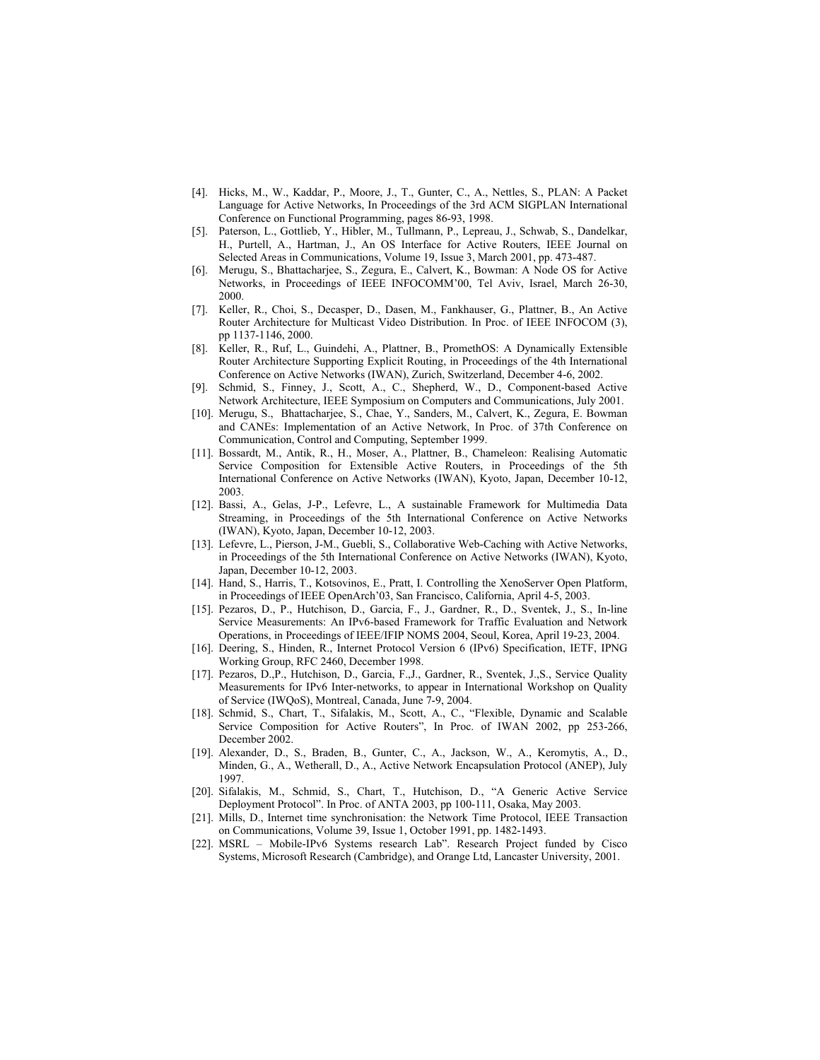[4]. Hicks, M., W., Kaddar, P., Moore, J., T., Gunter, C., A., Nettles, S., PLAN: A Packet Language for Active Networks, In Proceedings of the 3rd ACM SIGPLAN International Conference on Functional Programming, pages 86-93, 1998.

[5]. Paterson, L., Gottlieb, Y., Hibler, M., Tullmann, P., Lepreau, J., Schwab, S., Dandelkar, H., Purtell, A., Hartman, J., An OS Interface for Active Routers, IEEE Journal on Selected Areas in Communications, Volume 19, Issue 3, March 2001, pp. 473-487.

[6]. Merugu, S., Bhattacharjee, S., Zegura, E., Calvert, K., Bowman: A Node OS for Active Networks, in Proceedings of IEEE INFOCOMM'00, Tel Aviv, Israel, March 26-30, 2000.

[7]. Keller, R., Choi, S., Decasper, D., Dasen, M., Fankhauser, G., Plattner, B., An Active Router Architecture for Multicast Video Distribution. In Proc. of IEEE INFOCOM (3), pp 1137-1146, 2000.

[8]. Keller, R., Ruf, L., Guindehi, A., Plattner, B., PromethOS: A Dynamically Extensible Router Architecture Supporting Explicit Routing, in Proceedings of the 4th International Conference on Active Networks (IWAN), Zurich, Switzerland, December 4-6, 2002.

[9]. Schmid, S., Finney, J., Scott, A., C., Shepherd, W., D., Component-based Active Network Architecture, IEEE Symposium on Computers and Communications, July 2001.

[10]. Merugu, S., Bhattacharjee, S., Chae, Y., Sanders, M., Calvert, K., Zegura, E. Bowman and CANEs: Implementation of an Active Network, In Proc. of 37th Conference on Communication, Control and Computing, September 1999.

[11]. Bossardt, M., Antik, R., H., Moser, A., Plattner, B., Chameleon: Realising Automatic Service Composition for Extensible Active Routers, in Proceedings of the 5th International Conference on Active Networks (IWAN), Kyoto, Japan, December 10-12, 2003.

[12]. Bassi, A., Gelas, J-P., Lefevre, L., A sustainable Framework for Multimedia Data Streaming, in Proceedings of the 5th International Conference on Active Networks (IWAN), Kyoto, Japan, December 10-12, 2003.

[13]. Lefevre, L., Pierson, J-M., Guebli, S., Collaborative Web-Caching with Active Networks, in Proceedings of the 5th International Conference on Active Networks (IWAN), Kyoto, Japan, December 10-12, 2003.

[14]. Hand, S., Harris, T., Kotsovinos, E., Pratt, I. Controlling the XenoServer Open Platform, in Proceedings of IEEE OpenArch'03, San Francisco, California, April 4-5, 2003.

[15]. Pezaros, D., P., Hutchison, D., Garcia, F., J., Gardner, R., D., Sventek, J., S., In-line Service Measurements: An IPv6-based Framework for Traffic Evaluation and Network Operations, in Proceedings of IEEE/IFIP NOMS 2004, Seoul, Korea, April 19-23, 2004.

[16]. Deering, S., Hinden, R., Internet Protocol Version 6 (IPv6) Specification, IETF, IPNG Working Group, RFC 2460, December 1998.

[17]. Pezaros, D.,P., Hutchison, D., Garcia, F.,J., Gardner, R., Sventek, J.,S., Service Quality Measurements for IPv6 Inter-networks, to appear in International Workshop on Quality of Service (IWQoS), Montreal, Canada, June 7-9, 2004.

[18]. Schmid, S., Chart, T., Sifalakis, M., Scott, A., C., "Flexible, Dynamic and Scalable Service Composition for Active Routers", In Proc. of IWAN 2002, pp 253-266, December 2002.

[19]. Alexander, D., S., Braden, B., Gunter, C., A., Jackson, W., A., Keromytis, A., D., Minden, G., A., Wetherall, D., A., Active Network Encapsulation Protocol (ANEP), July 1997.

[20]. Sifalakis, M., Schmid, S., Chart, T., Hutchison, D., "A Generic Active Service Deployment Protocol". In Proc. of ANTA 2003, pp 100-111, Osaka, May 2003.

[21]. Mills, D., Internet time synchronisation: the Network Time Protocol, IEEE Transaction on Communications, Volume 39, Issue 1, October 1991, pp. 1482-1493.

[22]. MSRL – Mobile-IPv6 Systems research Lab". Research Project funded by Cisco Systems, Microsoft Research (Cambridge), and Orange Ltd, Lancaster University, 2001.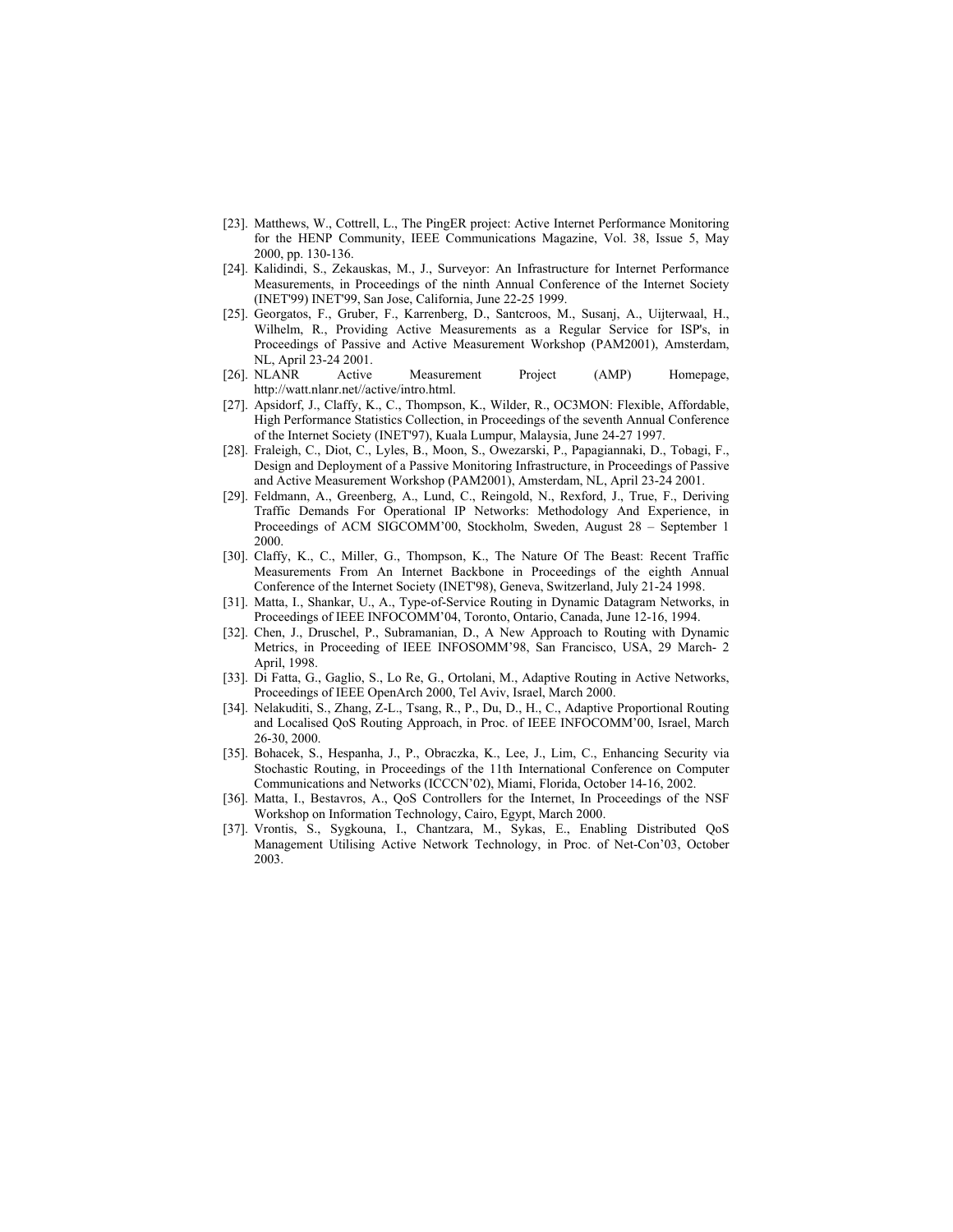[23]. Matthews, W., Cottrell, L., The PingER project: Active Internet Performance Monitoring for the HENP Community, IEEE Communications Magazine, Vol. 38, Issue 5, May 2000, pp. 130-136.

[24]. Kalidindi, S., Zekauskas, M., J., Surveyor: An Infrastructure for Internet Performance Measurements, in Proceedings of the ninth Annual Conference of the Internet Society (INET'99) INET'99, San Jose, California, June 22-25 1999.

[25]. Georgatos, F., Gruber, F., Karrenberg, D., Santcroos, M., Susanj, A., Uijterwaal, H., Wilhelm, R., Providing Active Measurements as a Regular Service for ISP's, in Proceedings of Passive and Active Measurement Workshop (PAM2001), Amsterdam, NL, April 23-24 2001.

[26]. NLANR Active Measurement Project (AMP) Homepage, http://watt.nlanr.net//active/intro.html.

[27]. Apsidorf, J., Claffy, K., C., Thompson, K., Wilder, R., OC3MON: Flexible, Affordable, High Performance Statistics Collection, in Proceedings of the seventh Annual Conference of the Internet Society (INET'97), Kuala Lumpur, Malaysia, June 24-27 1997.

[28]. Fraleigh, C., Diot, C., Lyles, B., Moon, S., Owezarski, P., Papagiannaki, D., Tobagi, F., Design and Deployment of a Passive Monitoring Infrastructure, in Proceedings of Passive and Active Measurement Workshop (PAM2001), Amsterdam, NL, April 23-24 2001.

[29]. Feldmann, A., Greenberg, A., Lund, C., Reingold, N., Rexford, J., True, F., Deriving Traffic Demands For Operational IP Networks: Methodology And Experience, in Proceedings of ACM SIGCOMM'00, Stockholm, Sweden, August 28 – September 1 2000.

[30]. Claffy, K., C., Miller, G., Thompson, K., The Nature Of The Beast: Recent Traffic Measurements From An Internet Backbone in Proceedings of the eighth Annual Conference of the Internet Society (INET'98), Geneva, Switzerland, July 21-24 1998.

[31]. Matta, I., Shankar, U., A., Type-of-Service Routing in Dynamic Datagram Networks, in Proceedings of IEEE INFOCOMM'04, Toronto, Ontario, Canada, June 12-16, 1994.

[32]. Chen, J., Druschel, P., Subramanian, D., A New Approach to Routing with Dynamic Metrics, in Proceeding of IEEE INFOSOMM'98, San Francisco, USA, 29 March- 2 April, 1998.

[33]. Di Fatta, G., Gaglio, S., Lo Re, G., Ortolani, M., Adaptive Routing in Active Networks, Proceedings of IEEE OpenArch 2000, Tel Aviv, Israel, March 2000.

[34]. Nelakuditi, S., Zhang, Z-L., Tsang, R., P., Du, D., H., C., Adaptive Proportional Routing and Localised QoS Routing Approach, in Proc. of IEEE INFOCOMM'00, Israel, March 26-30, 2000.

[35]. Bohacek, S., Hespanha, J., P., Obraczka, K., Lee, J., Lim, C., Enhancing Security via Stochastic Routing, in Proceedings of the 11th International Conference on Computer Communications and Networks (ICCCN'02), Miami, Florida, October 14-16, 2002.

[36]. Matta, I., Bestavros, A., QoS Controllers for the Internet, In Proceedings of the NSF Workshop on Information Technology, Cairo, Egypt, March 2000.

[37]. Vrontis, S., Sygkouna, I., Chantzara, M., Sykas, E., Enabling Distributed QoS Management Utilising Active Network Technology, in Proc. of Net-Con'03, October 2003.